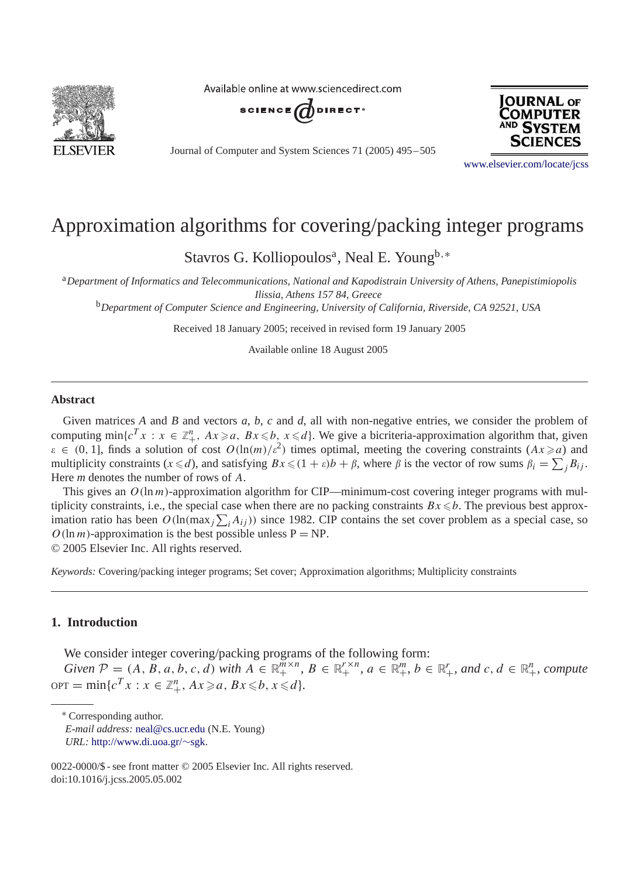# Approximation algorithms for covering/packing integer programs

Stavros G. Kolliopoulos[a], Neal E. Young[b,*]

[a] *Department of Informatics and Telecommunications, National and Kapodistrain University of Athens, Panepistimiopolis Ilissia, Athens 157 84, Greece*

[b] *Department of Computer Science and Engineering, University of California, Riverside, CA 92521, USA*

Received 18 January 2005; received in revised form 19 January 2005

Available online 18 August 2005

## Abstract

Given matrices $A$ and $B$ and vectors $a$, $b$, $c$ and $d$, all with non-negative entries, we consider the problem of computing $\min\{c^T x : x \in \mathbb{Z}_+^n,\ Ax \geqslant a,\ Bx \leqslant b,\ x \leqslant d\}$. We give a bicriteria-approximation algorithm that, given $\varepsilon \in (0, 1]$, finds a solution of cost $O(\ln(m)/\varepsilon^2)$ times optimal, meeting the covering constraints ($Ax \geqslant a$) and multiplicity constraints ($x \leqslant d$), and satisfying $Bx \leqslant (1+\varepsilon)b + \beta$, where $\beta$ is the vector of row sums $\beta_i = \sum_j B_{ij}$. Here $m$ denotes the number of rows of $A$.

This gives an $O(\ln m)$-approximation algorithm for CIP—minimum-cost covering integer programs with multiplicity constraints, i.e., the special case when there are no packing constraints $Bx \leqslant b$. The previous best approximation ratio has been $O(\ln(\max_j \sum_i A_{ij}))$ since 1982. CIP contains the set cover problem as a special case, so $O(\ln m)$-approximation is the best possible unless P = NP.

© 2005 Elsevier Inc. All rights reserved.

*Keywords:* Covering/packing integer programs; Set cover; Approximation algorithms; Multiplicity constraints

## 1. Introduction

We consider integer covering/packing programs of the following form:

*Given* $\mathcal{P} = (A, B, a, b, c, d)$ *with* $A \in \mathbb{R}_+^{m\times n}$, $B \in \mathbb{R}_+^{r\times n}$, $a \in \mathbb{R}_+^m$, $b \in \mathbb{R}_+^r$, *and* $c, d \in \mathbb{R}_+^n$, *compute* $\text{OPT} = \min\{c^T x : x \in \mathbb{Z}_+^n,\ Ax \geqslant a,\ Bx \leqslant b,\ x \leqslant d\}$.

\* Corresponding author.

*E-mail address:* neal@cs.ucr.edu (N.E. Young)

*URL:* http://www.di.uoa.gr/∼sgk.

0022-0000/$ - see front matter © 2005 Elsevier Inc. All rights reserved.
doi:10.1016/j.jcss.2005.05.002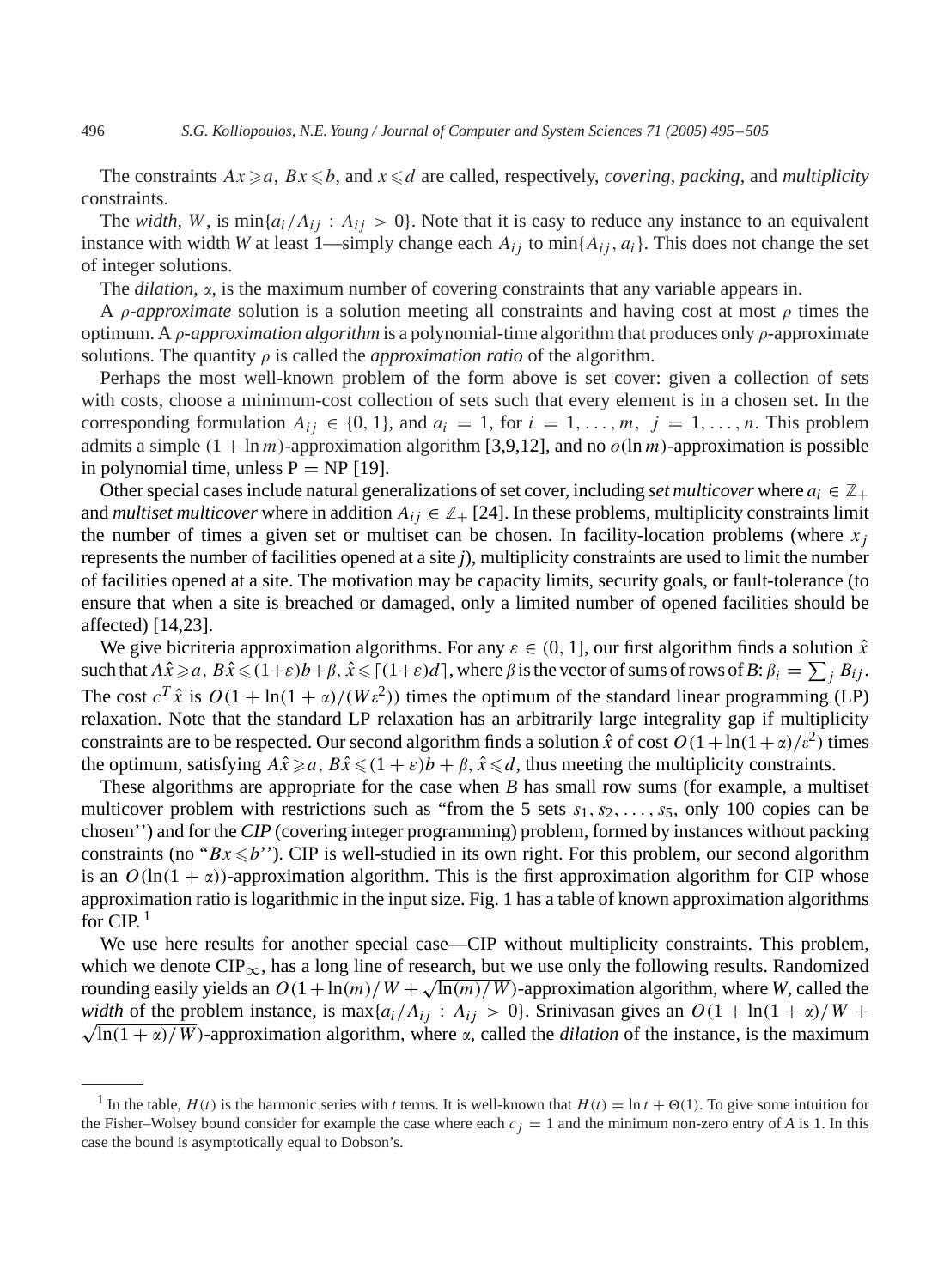The constraints $Ax \geqslant a$, $Bx \leqslant b$, and $x \leqslant d$ are called, respectively, *covering*, *packing*, and *multiplicity* constraints.

The *width*, $W$, is $\min\{a_i/A_{ij} : A_{ij} > 0\}$. Note that it is easy to reduce any instance to an equivalent instance with width $W$ at least 1—simply change each $A_{ij}$ to $\min\{A_{ij}, a_i\}$. This does not change the set of integer solutions.

The *dilation*, $\alpha$, is the maximum number of covering constraints that any variable appears in.

A $\rho$*-approximate* solution is a solution meeting all constraints and having cost at most $\rho$ times the optimum. A $\rho$*-approximation algorithm* is a polynomial-time algorithm that produces only $\rho$-approximate solutions. The quantity $\rho$ is called the *approximation ratio* of the algorithm.

Perhaps the most well-known problem of the form above is set cover: given a collection of sets with costs, choose a minimum-cost collection of sets such that every element is in a chosen set. In the corresponding formulation $A_{ij} \in \{0, 1\}$, and $a_i = 1$, for $i = 1, \ldots, m$, $j = 1, \ldots, n$. This problem admits a simple $(1 + \ln m)$-approximation algorithm [3,9,12], and no $o(\ln m)$-approximation is possible in polynomial time, unless $\mathrm{P} = \mathrm{NP}$ [19].

Other special cases include natural generalizations of set cover, including *set multicover* where $a_i \in \mathbb{Z}_+$ and *multiset multicover* where in addition $A_{ij} \in \mathbb{Z}_+$ [24]. In these problems, multiplicity constraints limit the number of times a given set or multiset can be chosen. In facility-location problems (where $x_j$ represents the number of facilities opened at a site $j$), multiplicity constraints are used to limit the number of facilities opened at a site. The motivation may be capacity limits, security goals, or fault-tolerance (to ensure that when a site is breached or damaged, only a limited number of opened facilities should be affected) [14,23].

We give bicriteria approximation algorithms. For any $\varepsilon \in (0, 1]$, our first algorithm finds a solution $\hat{x}$ such that $A\hat{x} \geqslant a$, $B\hat{x} \leqslant (1+\varepsilon)b+\beta$, $\hat{x} \leqslant \lceil (1+\varepsilon)d \rceil$, where $\beta$ is the vector of sums of rows of $B$: $\beta_i = \sum_j B_{ij}$. The cost $c^T\hat{x}$ is $O(1 + \ln(1 + \alpha)/(W\varepsilon^2))$ times the optimum of the standard linear programming (LP) relaxation. Note that the standard LP relaxation has an arbitrarily large integrality gap if multiplicity constraints are to be respected. Our second algorithm finds a solution $\hat{x}$ of cost $O(1 + \ln(1+\alpha)/\varepsilon^2)$ times the optimum, satisfying $A\hat{x} \geqslant a$, $B\hat{x} \leqslant (1 + \varepsilon)b + \beta$, $\hat{x} \leqslant d$, thus meeting the multiplicity constraints.

These algorithms are appropriate for the case when $B$ has small row sums (for example, a multiset multicover problem with restrictions such as "from the 5 sets $s_1, s_2, \ldots, s_5$, only 100 copies can be chosen'') and for the *CIP* (covering integer programming) problem, formed by instances without packing constraints (no "$Bx \leqslant b$''). CIP is well-studied in its own right. For this problem, our second algorithm is an $O(\ln(1 + \alpha))$-approximation algorithm. This is the first approximation algorithm for CIP whose approximation ratio is logarithmic in the input size. Fig. 1 has a table of known approximation algorithms for CIP. [1]

We use here results for another special case—CIP without multiplicity constraints. This problem, which we denote $\mathrm{CIP}_\infty$, has a long line of research, but we use only the following results. Randomized rounding easily yields an $O(1 + \ln(m)/W + \sqrt{\ln(m)/W})$-approximation algorithm, where $W$, called the *width* of the problem instance, is $\max\{a_i/A_{ij} : A_{ij} > 0\}$. Srinivasan gives an $O(1 + \ln(1 + \alpha)/W + \sqrt{\ln(1 + \alpha)/W})$-approximation algorithm, where $\alpha$, called the *dilation* of the instance, is the maximum

[1] In the table, $H(t)$ is the harmonic series with $t$ terms. It is well-known that $H(t) = \ln t + \Theta(1)$. To give some intuition for the Fisher–Wolsey bound consider for example the case where each $c_j = 1$ and the minimum non-zero entry of $A$ is 1. In this case the bound is asymptotically equal to Dobson's.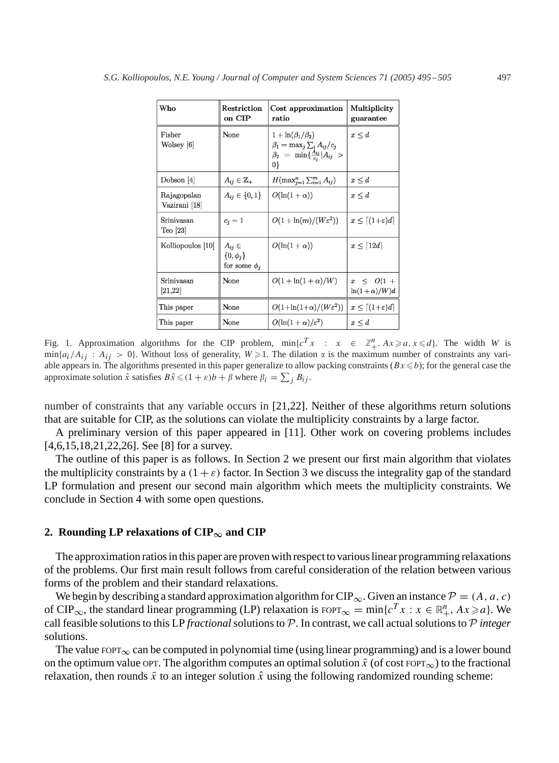| Who | Restriction on CIP | Cost approximation ratio | Multiplicity guarantee |
|---|---|---|---|
| Fisher Wolsey [6] | None | $1 + \ln(\beta_1/\beta_2)$ $\beta_1 = \max_j \sum_i A_{ij}/c_j$ $\beta_2 = \min\{\frac{A_{ij}}{c_j} \mid A_{ij} > 0\}$ | $x \leq d$ |
| Dobson [4] | $A_{ij} \in \mathbb{Z}_+$ | $H(\max_{j=1}^{n} \sum_{i=1}^{m} A_{ij})$ | $x \leq d$ |
| Rajagopalan Vazirani [18] | $A_{ij} \in \{0, 1\}$ | $O(\ln(1+\alpha))$ | $x \leq d$ |
| Srinivasan Teo [23] | $c_j = 1$ | $O(1 + \ln(m)/(W\varepsilon^2))$ | $x \leq \lceil(1+\varepsilon)d\rceil$ |
| Kolliopoulos [10] | $A_{ij} \in \{0, \phi_j\}$ for some $\phi_j$ | $O(\ln(1+\alpha))$ | $x \leq \lceil 12d \rceil$ |
| Srinivasan [21,22] | None | $O(1 + \ln(1+\alpha)/W)$ | $x \leq O(1 + \ln(1+\alpha)/W)d$ |
| This paper | None | $O(1+\ln(1+\alpha)/(W\varepsilon^2))$ | $x \leq \lceil(1+\varepsilon)d\rceil$ |
| This paper | None | $O(\ln(1+\alpha)/\varepsilon^2)$ | $x \leq d$ |

Fig. 1. Approximation algorithms for the CIP problem, $\min\{c^T x : x \in \mathbb{Z}_+^n, Ax \geqslant a, x \leqslant d\}$. The width $W$ is $\min\{a_i/A_{ij} : A_{ij} > 0\}$. Without loss of generality, $W \geqslant 1$. The dilation $\alpha$ is the maximum number of constraints any variable appears in. The algorithms presented in this paper generalize to allow packing constraints ($Bx \leqslant b$); for the general case the approximate solution $\hat{x}$ satisfies $B\hat{x} \leqslant (1+\varepsilon)b + \beta$ where $\beta_i = \sum_j B_{ij}$.

number of constraints that any variable occurs in [21,22]. Neither of these algorithms return solutions that are suitable for CIP, as the solutions can violate the multiplicity constraints by a large factor.

A preliminary version of this paper appeared in [11]. Other work on covering problems includes [4,6,15,18,21,22,26]. See [8] for a survey.

The outline of this paper is as follows. In Section 2 we present our first main algorithm that violates the multiplicity constraints by a $(1+\varepsilon)$ factor. In Section 3 we discuss the integrality gap of the standard LP formulation and present our second main algorithm which meets the multiplicity constraints. We conclude in Section 4 with some open questions.

## 2. Rounding LP relaxations of $\text{CIP}_\infty$ and CIP

The approximation ratios in this paper are proven with respect to various linear programming relaxations of the problems. Our first main result follows from careful consideration of the relation between various forms of the problem and their standard relaxations.

We begin by describing a standard approximation algorithm for $\text{CIP}_\infty$. Given an instance $\mathcal{P} = (A, a, c)$ of $\text{CIP}_\infty$, the standard linear programming (LP) relaxation is $\text{FOPT}_\infty = \min\{c^T x : x \in \mathbb{R}_+^n, Ax \geqslant a\}$. We call feasible solutions to this LP *fractional* solutions to $\mathcal{P}$. In contrast, we call actual solutions to $\mathcal{P}$ *integer* solutions.

The value $\text{FOPT}_\infty$ can be computed in polynomial time (using linear programming) and is a lower bound on the optimum value OPT. The algorithm computes an optimal solution $\bar{x}$ (of cost $\text{FOPT}_\infty$) to the fractional relaxation, then rounds $\bar{x}$ to an integer solution $\hat{x}$ using the following randomized rounding scheme: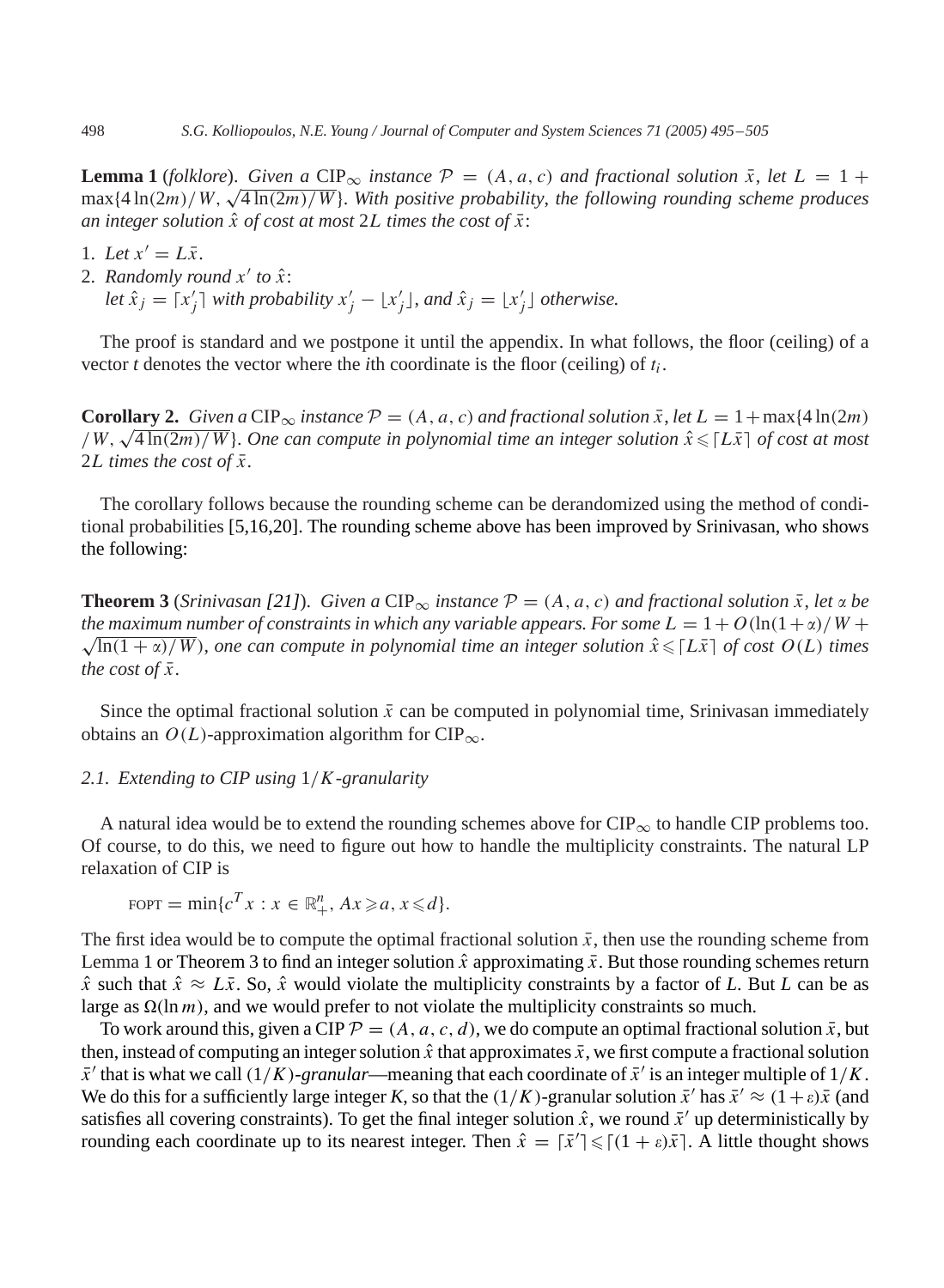**Lemma 1** (*folklore*). *Given a* $\mathrm{CIP}_\infty$ *instance* $\mathcal{P} = (A, a, c)$ *and fractional solution* $\bar{x}$, *let* $L = 1 + \max\{4\ln(2m)/W, \sqrt{4\ln(2m)/W}\}$. *With positive probability, the following rounding scheme produces an integer solution* $\hat{x}$ *of cost at most* $2L$ *times the cost of* $\bar{x}$:

1. *Let* $x' = L\bar{x}$.
2. *Randomly round* $x'$ *to* $\hat{x}$:
   *let* $\hat{x}_j = \lceil x'_j \rceil$ *with probability* $x'_j - \lfloor x'_j \rfloor$, *and* $\hat{x}_j = \lfloor x'_j \rfloor$ *otherwise.*

The proof is standard and we postpone it until the appendix. In what follows, the floor (ceiling) of a vector $t$ denotes the vector where the $i$th coordinate is the floor (ceiling) of $t_i$.

**Corollary 2.** *Given a* $\mathrm{CIP}_\infty$ *instance* $\mathcal{P} = (A, a, c)$ *and fractional solution* $\bar{x}$, *let* $L = 1 + \max\{4\ln(2m)/W, \sqrt{4\ln(2m)/W}\}$. *One can compute in polynomial time an integer solution* $\hat{x} \leqslant \lceil L\bar{x} \rceil$ *of cost at most* $2L$ *times the cost of* $\bar{x}$.

The corollary follows because the rounding scheme can be derandomized using the method of conditional probabilities [5,16,20]. The rounding scheme above has been improved by Srinivasan, who shows the following:

**Theorem 3** (*Srinivasan [21]*). *Given a* $\mathrm{CIP}_\infty$ *instance* $\mathcal{P} = (A, a, c)$ *and fractional solution* $\bar{x}$, *let* $\alpha$ *be the maximum number of constraints in which any variable appears. For some* $L = 1 + O(\ln(1+\alpha)/W + \sqrt{\ln(1+\alpha)/W})$, *one can compute in polynomial time an integer solution* $\hat{x} \leqslant \lceil L\bar{x} \rceil$ *of cost* $O(L)$ *times the cost of* $\bar{x}$.

Since the optimal fractional solution $\bar{x}$ can be computed in polynomial time, Srinivasan immediately obtains an $O(L)$-approximation algorithm for $\mathrm{CIP}_\infty$.

### 2.1. Extending to CIP using $1/K$-granularity

A natural idea would be to extend the rounding schemes above for $\mathrm{CIP}_\infty$ to handle CIP problems too. Of course, to do this, we need to figure out how to handle the multiplicity constraints. The natural LP relaxation of CIP is

$$\mathrm{FOPT} = \min\{c^T x : x \in \mathbb{R}^n_+,\ Ax \geqslant a,\ x \leqslant d\}.$$

The first idea would be to compute the optimal fractional solution $\bar{x}$, then use the rounding scheme from Lemma 1 or Theorem 3 to find an integer solution $\hat{x}$ approximating $\bar{x}$. But those rounding schemes return $\hat{x}$ such that $\hat{x} \approx L\bar{x}$. So, $\hat{x}$ would violate the multiplicity constraints by a factor of $L$. But $L$ can be as large as $\Omega(\ln m)$, and we would prefer to not violate the multiplicity constraints so much.

To work around this, given a CIP $\mathcal{P} = (A, a, c, d)$, we do compute an optimal fractional solution $\bar{x}$, but then, instead of computing an integer solution $\hat{x}$ that approximates $\bar{x}$, we first compute a fractional solution $\bar{x}'$ that is what we call $(1/K)$-*granular*—meaning that each coordinate of $\bar{x}'$ is an integer multiple of $1/K$. We do this for a sufficiently large integer $K$, so that the $(1/K)$-granular solution $\bar{x}'$ has $\bar{x}' \approx (1+\varepsilon)\bar{x}$ (and satisfies all covering constraints). To get the final integer solution $\hat{x}$, we round $\bar{x}'$ up deterministically by rounding each coordinate up to its nearest integer. Then $\hat{x} = \lceil \bar{x}' \rceil \leqslant \lceil (1+\varepsilon)\bar{x} \rceil$. A little thought shows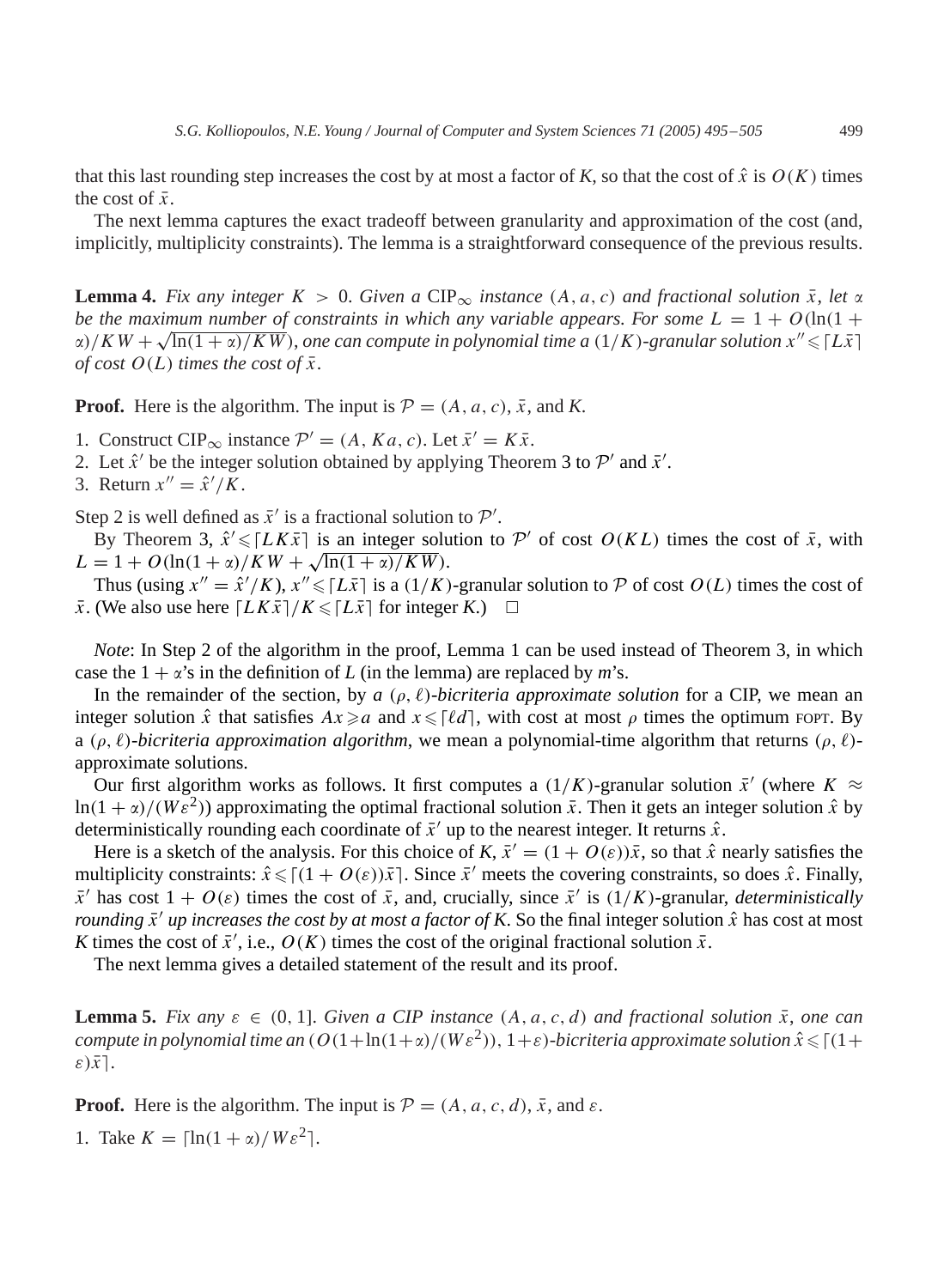that this last rounding step increases the cost by at most a factor of $K$, so that the cost of $\hat{x}$ is $O(K)$ times the cost of $\bar{x}$.

The next lemma captures the exact tradeoff between granularity and approximation of the cost (and, implicitly, multiplicity constraints). The lemma is a straightforward consequence of the previous results.

**Lemma 4.** *Fix any integer $K > 0$. Given a $\mathrm{CIP}_\infty$ instance $(A, a, c)$ and fractional solution $\bar{x}$, let $\alpha$ be the maximum number of constraints in which any variable appears. For some $L = 1 + O(\ln(1+\alpha)/KW + \sqrt{\ln(1+\alpha)/KW})$, one can compute in polynomial time a $(1/K)$-granular solution $x'' \leqslant \lceil L\bar{x} \rceil$ of cost $O(L)$ times the cost of $\bar{x}$.*

**Proof.** Here is the algorithm. The input is $\mathcal{P} = (A, a, c)$, $\bar{x}$, and $K$.

1. Construct $\mathrm{CIP}_\infty$ instance $\mathcal{P}' = (A, Ka, c)$. Let $\bar{x}' = K\bar{x}$.
2. Let $\hat{x}'$ be the integer solution obtained by applying Theorem 3 to $\mathcal{P}'$ and $\bar{x}'$.
3. Return $x'' = \hat{x}'/K$.

Step 2 is well defined as $\bar{x}'$ is a fractional solution to $\mathcal{P}'$.

By Theorem 3, $\hat{x}' \leqslant \lceil LK\bar{x} \rceil$ is an integer solution to $\mathcal{P}'$ of cost $O(KL)$ times the cost of $\bar{x}$, with $L = 1 + O(\ln(1+\alpha)/KW + \sqrt{\ln(1+\alpha)/KW})$.

Thus (using $x'' = \hat{x}'/K$), $x'' \leqslant \lceil L\bar{x} \rceil$ is a $(1/K)$-granular solution to $\mathcal{P}$ of cost $O(L)$ times the cost of $\bar{x}$. (We also use here $\lceil LK\bar{x} \rceil / K \leqslant \lceil L\bar{x} \rceil$ for integer $K$.) $\square$

*Note*: In Step 2 of the algorithm in the proof, Lemma 1 can be used instead of Theorem 3, in which case the $1+\alpha$'s in the definition of $L$ (in the lemma) are replaced by $m$'s.

In the remainder of the section, by *a $(\rho, \ell)$-bicriteria approximate solution* for a CIP, we mean an integer solution $\hat{x}$ that satisfies $Ax \geqslant a$ and $x \leqslant \lceil \ell d \rceil$, with cost at most $\rho$ times the optimum FOPT. By a *$(\rho, \ell)$-bicriteria approximation algorithm*, we mean a polynomial-time algorithm that returns $(\rho, \ell)$-approximate solutions.

Our first algorithm works as follows. It first computes a $(1/K)$-granular solution $\bar{x}'$ (where $K \approx \ln(1+\alpha)/(W\varepsilon^2)$) approximating the optimal fractional solution $\bar{x}$. Then it gets an integer solution $\hat{x}$ by deterministically rounding each coordinate of $\bar{x}'$ up to the nearest integer. It returns $\hat{x}$.

Here is a sketch of the analysis. For this choice of $K$, $\bar{x}' = (1 + O(\varepsilon))\bar{x}$, so that $\hat{x}$ nearly satisfies the multiplicity constraints: $\hat{x} \leqslant \lceil (1 + O(\varepsilon))\bar{x} \rceil$. Since $\bar{x}'$ meets the covering constraints, so does $\hat{x}$. Finally, $\bar{x}'$ has cost $1 + O(\varepsilon)$ times the cost of $\bar{x}$, and, crucially, since $\bar{x}'$ is $(1/K)$-granular, *deterministically rounding $\bar{x}'$ up increases the cost by at most a factor of K*. So the final integer solution $\hat{x}$ has cost at most $K$ times the cost of $\bar{x}'$, i.e., $O(K)$ times the cost of the original fractional solution $\bar{x}$.

The next lemma gives a detailed statement of the result and its proof.

**Lemma 5.** *Fix any $\varepsilon \in (0, 1]$. Given a CIP instance $(A, a, c, d)$ and fractional solution $\bar{x}$, one can compute in polynomial time an $(O(1+\ln(1+\alpha)/(W\varepsilon^2)), 1+\varepsilon)$-bicriteria approximate solution $\hat{x} \leqslant \lceil (1+\varepsilon)\bar{x} \rceil$.*

**Proof.** Here is the algorithm. The input is $\mathcal{P} = (A, a, c, d)$, $\bar{x}$, and $\varepsilon$.

1. Take $K = \lceil \ln(1+\alpha)/W\varepsilon^2 \rceil$.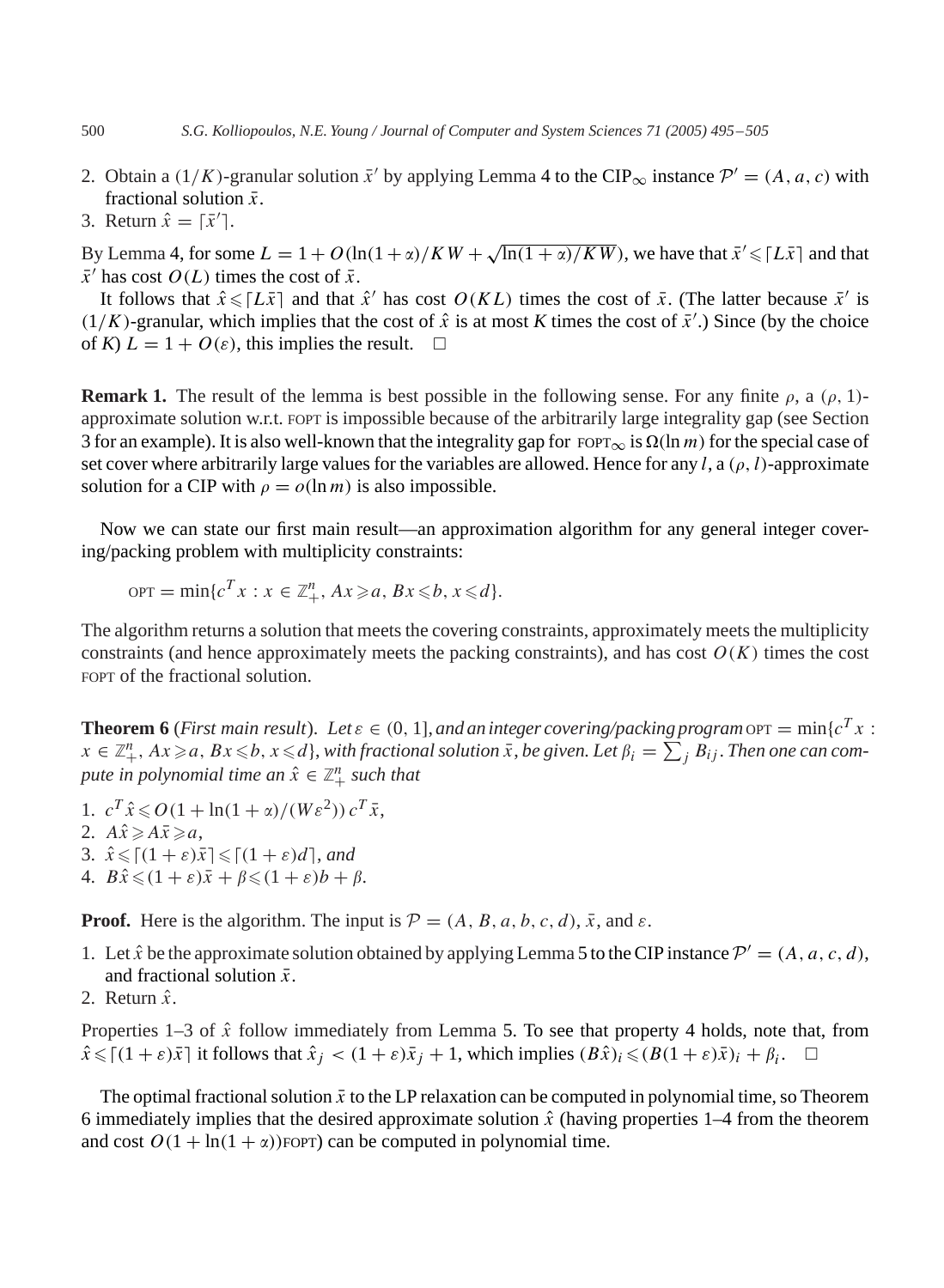2. Obtain a $(1/K)$-granular solution $\bar{x}'$ by applying Lemma 4 to the $\text{CIP}_\infty$ instance $\mathcal{P}' = (A, a, c)$ with fractional solution $\bar{x}$.
3. Return $\hat{x} = \lceil \bar{x}' \rceil$.

By Lemma 4, for some $L = 1 + O(\ln(1+\alpha)/KW + \sqrt{\ln(1+\alpha)/KW})$, we have that $\bar{x}' \leqslant \lceil L\bar{x} \rceil$ and that $\bar{x}'$ has cost $O(L)$ times the cost of $\bar{x}$.

It follows that $\hat{x} \leqslant \lceil L\bar{x} \rceil$ and that $\hat{x}'$ has cost $O(KL)$ times the cost of $\bar{x}$. (The latter because $\bar{x}'$ is $(1/K)$-granular, which implies that the cost of $\hat{x}$ is at most $K$ times the cost of $\bar{x}'$.) Since (by the choice of $K$) $L = 1 + O(\varepsilon)$, this implies the result. $\square$

**Remark 1.** The result of the lemma is best possible in the following sense. For any finite $\rho$, a $(\rho, 1)$-approximate solution w.r.t. FOPT is impossible because of the arbitrarily large integrality gap (see Section 3 for an example). It is also well-known that the integrality gap for $\text{FOPT}_\infty$ is $\Omega(\ln m)$ for the special case of set cover where arbitrarily large values for the variables are allowed. Hence for any $l$, a $(\rho, l)$-approximate solution for a CIP with $\rho = o(\ln m)$ is also impossible.

Now we can state our first main result—an approximation algorithm for any general integer covering/packing problem with multiplicity constraints:

$$\text{OPT} = \min\{c^T x : x \in \mathbb{Z}_+^n,\ Ax \geqslant a,\ Bx \leqslant b,\ x \leqslant d\}.$$

The algorithm returns a solution that meets the covering constraints, approximately meets the multiplicity constraints (and hence approximately meets the packing constraints), and has cost $O(K)$ times the cost FOPT of the fractional solution.

**Theorem 6** (*First main result*). *Let $\varepsilon \in (0, 1]$, and an integer covering/packing program $\text{OPT} = \min\{c^T x : x \in \mathbb{Z}_+^n, Ax \geqslant a, Bx \leqslant b, x \leqslant d\}$, with fractional solution $\bar{x}$, be given. Let $\beta_i = \sum_j B_{ij}$. Then one can compute in polynomial time an $\hat{x} \in \mathbb{Z}_+^n$ such that*

1. $c^T \hat{x} \leqslant O(1 + \ln(1+\alpha)/(W\varepsilon^2))\, c^T \bar{x}$,
2. $A\hat{x} \geqslant A\bar{x} \geqslant a$,
3. $\hat{x} \leqslant \lceil (1+\varepsilon)\bar{x} \rceil \leqslant \lceil (1+\varepsilon)d \rceil$, *and*
4. $B\hat{x} \leqslant (1+\varepsilon)\bar{x} + \beta \leqslant (1+\varepsilon)b + \beta$.

**Proof.** Here is the algorithm. The input is $\mathcal{P} = (A, B, a, b, c, d)$, $\bar{x}$, and $\varepsilon$.

1. Let $\hat{x}$ be the approximate solution obtained by applying Lemma 5 to the CIP instance $\mathcal{P}' = (A, a, c, d)$, and fractional solution $\bar{x}$.
2. Return $\hat{x}$.

Properties 1–3 of $\hat{x}$ follow immediately from Lemma 5. To see that property 4 holds, note that, from $\hat{x} \leqslant \lceil (1+\varepsilon)\bar{x} \rceil$ it follows that $\hat{x}_j < (1+\varepsilon)\bar{x}_j + 1$, which implies $(B\hat{x})_i \leqslant (B(1+\varepsilon)\bar{x})_i + \beta_i$. $\square$

The optimal fractional solution $\bar{x}$ to the LP relaxation can be computed in polynomial time, so Theorem 6 immediately implies that the desired approximate solution $\hat{x}$ (having properties 1–4 from the theorem and cost $O(1 + \ln(1+\alpha))\text{FOPT}$) can be computed in polynomial time.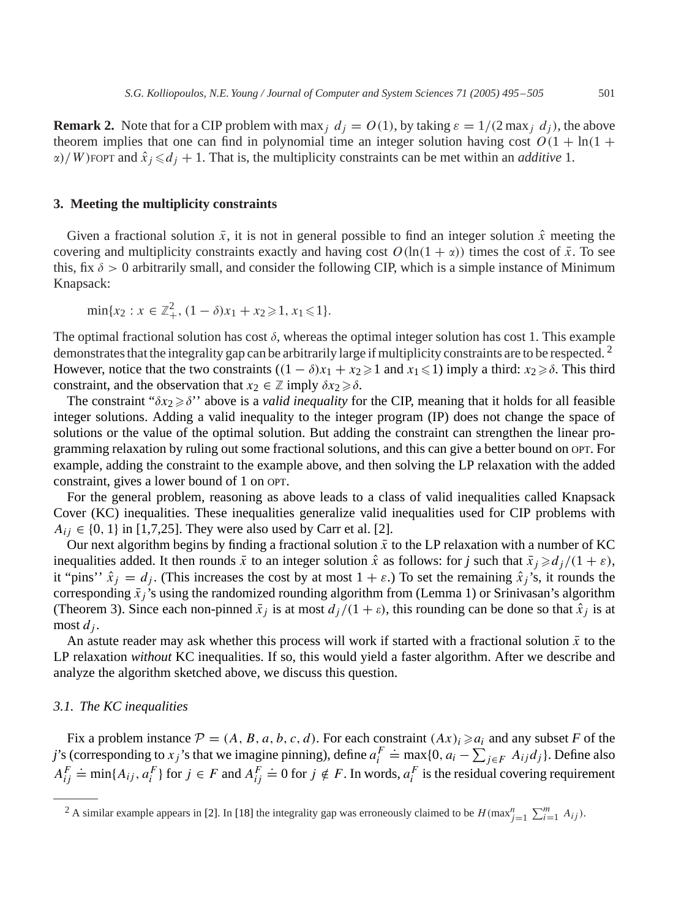**Remark 2.** Note that for a CIP problem with $\max_j d_j = O(1)$, by taking $\varepsilon = 1/(2\max_j d_j)$, the above theorem implies that one can find in polynomial time an integer solution having cost $O(1 + \ln(1 + \alpha)/W)$FOPT and $\hat{x}_j \leqslant d_j + 1$. That is, the multiplicity constraints can be met within an *additive* 1.

## 3. Meeting the multiplicity constraints

Given a fractional solution $\bar{x}$, it is not in general possible to find an integer solution $\hat{x}$ meeting the covering and multiplicity constraints exactly and having cost $O(\ln(1 + \alpha))$ times the cost of $\bar{x}$. To see this, fix $\delta > 0$ arbitrarily small, and consider the following CIP, which is a simple instance of Minimum Knapsack:

$$\min\{x_2 : x \in \mathbb{Z}_+^2, (1 - \delta)x_1 + x_2 \geqslant 1, x_1 \leqslant 1\}.$$

The optimal fractional solution has cost $\delta$, whereas the optimal integer solution has cost 1. This example demonstrates that the integrality gap can be arbitrarily large if multiplicity constraints are to be respected. [2] However, notice that the two constraints ($(1 - \delta)x_1 + x_2 \geqslant 1$ and $x_1 \leqslant 1$) imply a third: $x_2 \geqslant \delta$. This third constraint, and the observation that $x_2 \in \mathbb{Z}$ imply $\delta x_2 \geqslant \delta$.

The constraint "$\delta x_2 \geqslant \delta$'' above is a *valid inequality* for the CIP, meaning that it holds for all feasible integer solutions. Adding a valid inequality to the integer program (IP) does not change the space of solutions or the value of the optimal solution. But adding the constraint can strengthen the linear programming relaxation by ruling out some fractional solutions, and this can give a better bound on OPT. For example, adding the constraint to the example above, and then solving the LP relaxation with the added constraint, gives a lower bound of 1 on OPT.

For the general problem, reasoning as above leads to a class of valid inequalities called Knapsack Cover (KC) inequalities. These inequalities generalize valid inequalities used for CIP problems with $A_{ij} \in \{0, 1\}$ in [1,7,25]. They were also used by Carr et al. [2].

Our next algorithm begins by finding a fractional solution $\bar{x}$ to the LP relaxation with a number of KC inequalities added. It then rounds $\bar{x}$ to an integer solution $\hat{x}$ as follows: for *j* such that $\bar{x}_j \geqslant d_j/(1 + \varepsilon)$, it "pins'' $\hat{x}_j = d_j$. (This increases the cost by at most $1 + \varepsilon$.) To set the remaining $\hat{x}_j$'s, it rounds the corresponding $\bar{x}_j$'s using the randomized rounding algorithm from (Lemma 1) or Srinivasan's algorithm (Theorem 3). Since each non-pinned $\bar{x}_j$ is at most $d_j/(1 + \varepsilon)$, this rounding can be done so that $\hat{x}_j$ is at most $d_j$.

An astute reader may ask whether this process will work if started with a fractional solution $\bar{x}$ to the LP relaxation *without* KC inequalities. If so, this would yield a faster algorithm. After we describe and analyze the algorithm sketched above, we discuss this question.

### 3.1. The KC inequalities

Fix a problem instance $\mathcal{P} = (A, B, a, b, c, d)$. For each constraint $(Ax)_i \geqslant a_i$ and any subset $F$ of the *j*'s (corresponding to $x_j$'s that we imagine pinning), define $a_i^F \doteq \max\{0, a_i - \sum_{j \in F} A_{ij} d_j\}$. Define also $A_{ij}^F \doteq \min\{A_{ij}, a_i^F\}$ for $j \in F$ and $A_{ij}^F \doteq 0$ for $j \notin F$. In words, $a_i^F$ is the residual covering requirement

[2] A similar example appears in [2]. In [18] the integrality gap was erroneously claimed to be $H(\max_{j=1}^n \sum_{i=1}^m A_{ij})$.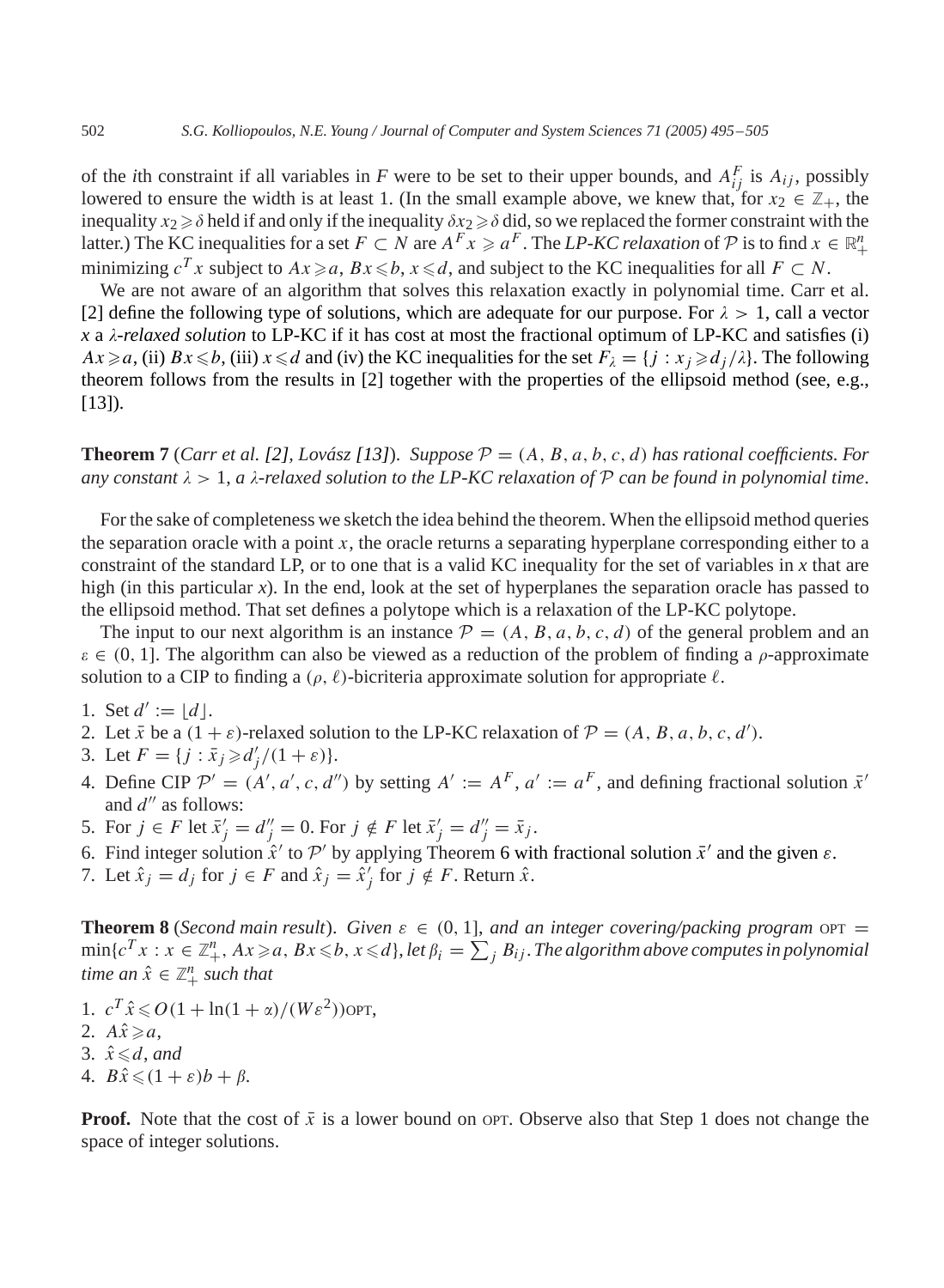of the $i$th constraint if all variables in $F$ were to be set to their upper bounds, and $A^F_{ij}$ is $A_{ij}$, possibly lowered to ensure the width is at least 1. (In the small example above, we knew that, for $x_2 \in \mathbb{Z}_+$, the inequality $x_2 \geqslant \delta$ held if and only if the inequality $\delta x_2 \geqslant \delta$ did, so we replaced the former constraint with the latter.) The KC inequalities for a set $F \subset N$ are $A^F x \geqslant a^F$. The *LP-KC relaxation* of $\mathcal{P}$ is to find $x \in \mathbb{R}^n_+$ minimizing $c^T x$ subject to $Ax \geqslant a$, $Bx \leqslant b$, $x \leqslant d$, and subject to the KC inequalities for all $F \subset N$.

We are not aware of an algorithm that solves this relaxation exactly in polynomial time. Carr et al. [2] define the following type of solutions, which are adequate for our purpose. For $\lambda > 1$, call a vector $x$ a *$\lambda$-relaxed solution* to LP-KC if it has cost at most the fractional optimum of LP-KC and satisfies (i) $Ax \geqslant a$, (ii) $Bx \leqslant b$, (iii) $x \leqslant d$ and (iv) the KC inequalities for the set $F_\lambda = \{j : x_j \geqslant d_j/\lambda\}$. The following theorem follows from the results in [2] together with the properties of the ellipsoid method (see, e.g., [13]).

**Theorem 7** (*Carr et al. [2], Lovász [13]*). *Suppose $\mathcal{P} = (A, B, a, b, c, d)$ has rational coefficients. For any constant $\lambda > 1$, a $\lambda$-relaxed solution to the LP-KC relaxation of $\mathcal{P}$ can be found in polynomial time.*

For the sake of completeness we sketch the idea behind the theorem. When the ellipsoid method queries the separation oracle with a point $x$, the oracle returns a separating hyperplane corresponding either to a constraint of the standard LP, or to one that is a valid KC inequality for the set of variables in $x$ that are high (in this particular $x$). In the end, look at the set of hyperplanes the separation oracle has passed to the ellipsoid method. That set defines a polytope which is a relaxation of the LP-KC polytope.

The input to our next algorithm is an instance $\mathcal{P} = (A, B, a, b, c, d)$ of the general problem and an $\varepsilon \in (0, 1]$. The algorithm can also be viewed as a reduction of the problem of finding a $\rho$-approximate solution to a CIP to finding a $(\rho, \ell)$-bicriteria approximate solution for appropriate $\ell$.

1. Set $d' := \lfloor d \rfloor$.
2. Let $\bar{x}$ be a $(1+\varepsilon)$-relaxed solution to the LP-KC relaxation of $\mathcal{P} = (A, B, a, b, c, d')$.
3. Let $F = \{j : \bar{x}_j \geqslant d'_j/(1+\varepsilon)\}$.
4. Define CIP $\mathcal{P}' = (A', a', c, d'')$ by setting $A' := A^F$, $a' := a^F$, and defining fractional solution $\bar{x}'$ and $d''$ as follows:
5. For $j \in F$ let $\bar{x}'_j = d''_j = 0$. For $j \notin F$ let $\bar{x}'_j = d''_j = \bar{x}_j$.
6. Find integer solution $\hat{x}'$ to $\mathcal{P}'$ by applying Theorem 6 with fractional solution $\bar{x}'$ and the given $\varepsilon$.
7. Let $\hat{x}_j = d_j$ for $j \in F$ and $\hat{x}_j = \hat{x}'_j$ for $j \notin F$. Return $\hat{x}$.

**Theorem 8** (*Second main result*). *Given $\varepsilon \in (0, 1]$, and an integer covering/packing program* $\text{OPT} = \min\{c^T x : x \in \mathbb{Z}^n_+,\ Ax \geqslant a,\ Bx \leqslant b,\ x \leqslant d\}$, *let $\beta_i = \sum_j B_{ij}$. The algorithm above computes in polynomial time an $\hat{x} \in \mathbb{Z}^n_+$ such that*

1. $c^T \hat{x} \leqslant O(1 + \ln(1+\alpha)/(W\varepsilon^2))\text{OPT}$,
2. $A\hat{x} \geqslant a$,
3. $\hat{x} \leqslant d$, *and*
4. $B\hat{x} \leqslant (1+\varepsilon)b + \beta$.

**Proof.** Note that the cost of $\bar{x}$ is a lower bound on OPT. Observe also that Step 1 does not change the space of integer solutions.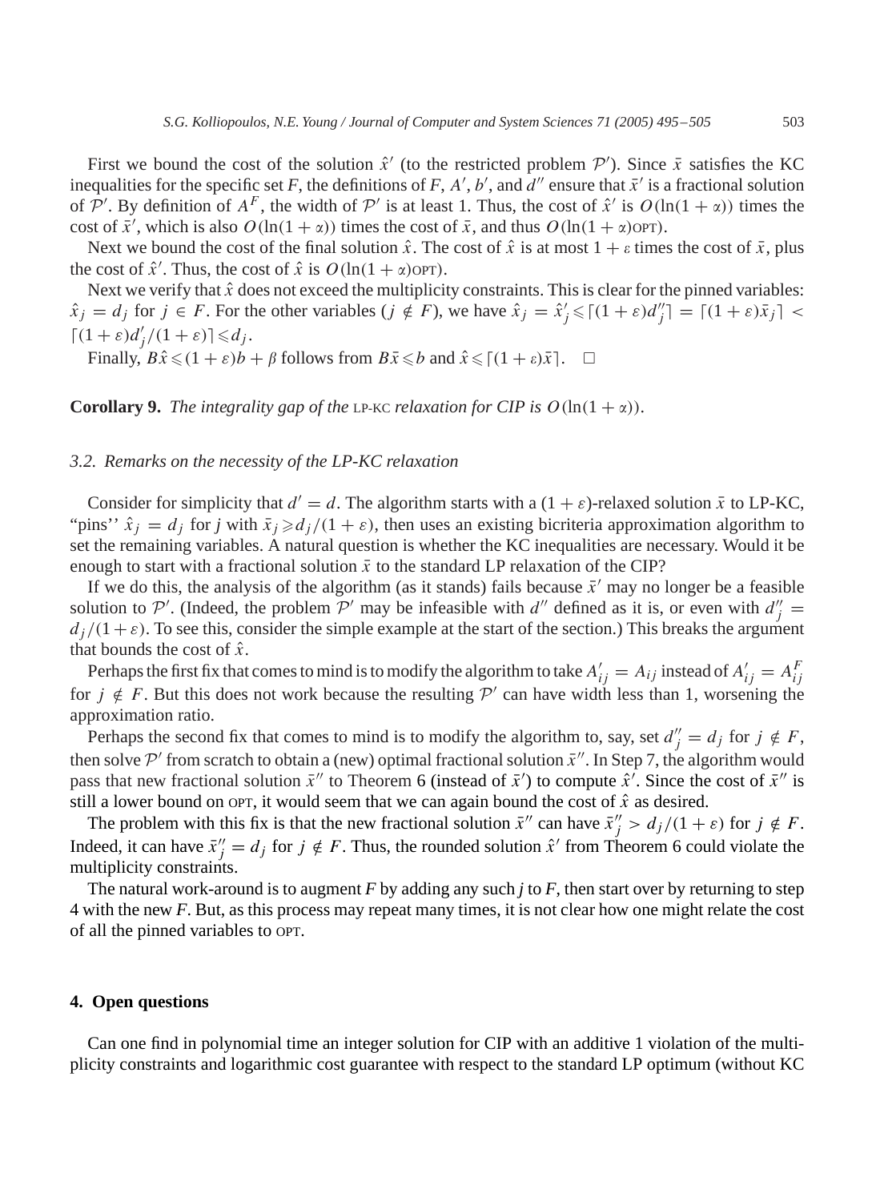First we bound the cost of the solution $\hat{x}'$ (to the restricted problem $\mathcal{P}'$). Since $\bar{x}$ satisfies the KC inequalities for the specific set $F$, the definitions of $F$, $A'$, $b'$, and $d''$ ensure that $\bar{x}'$ is a fractional solution of $\mathcal{P}'$. By definition of $A^F$, the width of $\mathcal{P}'$ is at least 1. Thus, the cost of $\hat{x}'$ is $O(\ln(1+\alpha))$ times the cost of $\bar{x}'$, which is also $O(\ln(1+\alpha))$ times the cost of $\bar{x}$, and thus $O(\ln(1+\alpha)\text{OPT})$.

Next we bound the cost of the final solution $\hat{x}$. The cost of $\hat{x}$ is at most $1+\varepsilon$ times the cost of $\bar{x}$, plus the cost of $\hat{x}'$. Thus, the cost of $\hat{x}$ is $O(\ln(1+\alpha)\text{OPT})$.

Next we verify that $\hat{x}$ does not exceed the multiplicity constraints. This is clear for the pinned variables: $\hat{x}_j = d_j$ for $j \in F$. For the other variables ($j \notin F$), we have $\hat{x}_j = \hat{x}'_j \leqslant \lceil (1+\varepsilon) d''_j \rceil = \lceil (1+\varepsilon)\bar{x}_j \rceil < \lceil (1+\varepsilon) d'_j/(1+\varepsilon) \rceil \leqslant d_j$.

Finally, $B\hat{x} \leqslant (1+\varepsilon)b + \beta$ follows from $B\bar{x} \leqslant b$ and $\hat{x} \leqslant \lceil (1+\varepsilon)\bar{x} \rceil$. $\square$

**Corollary 9.** *The integrality gap of the* LP-KC *relaxation for CIP is* $O(\ln(1+\alpha))$.

### *3.2. Remarks on the necessity of the LP-KC relaxation*

Consider for simplicity that $d' = d$. The algorithm starts with a $(1+\varepsilon)$-relaxed solution $\bar{x}$ to LP-KC, "pins" $\hat{x}_j = d_j$ for $j$ with $\bar{x}_j \geqslant d_j/(1+\varepsilon)$, then uses an existing bicriteria approximation algorithm to set the remaining variables. A natural question is whether the KC inequalities are necessary. Would it be enough to start with a fractional solution $\bar{x}$ to the standard LP relaxation of the CIP?

If we do this, the analysis of the algorithm (as it stands) fails because $\bar{x}'$ may no longer be a feasible solution to $\mathcal{P}'$. (Indeed, the problem $\mathcal{P}'$ may be infeasible with $d''$ defined as it is, or even with $d''_j = d_j/(1+\varepsilon)$. To see this, consider the simple example at the start of the section.) This breaks the argument that bounds the cost of $\hat{x}$.

Perhaps the first fix that comes to mind is to modify the algorithm to take $A'_{ij} = A_{ij}$ instead of $A'_{ij} = A^F_{ij}$ for $j \notin F$. But this does not work because the resulting $\mathcal{P}'$ can have width less than 1, worsening the approximation ratio.

Perhaps the second fix that comes to mind is to modify the algorithm to, say, set $d''_j = d_j$ for $j \notin F$, then solve $\mathcal{P}'$ from scratch to obtain a (new) optimal fractional solution $\bar{x}''$. In Step 7, the algorithm would pass that new fractional solution $\bar{x}''$ to Theorem 6 (instead of $\bar{x}'$) to compute $\hat{x}'$. Since the cost of $\bar{x}''$ is still a lower bound on OPT, it would seem that we can again bound the cost of $\hat{x}$ as desired.

The problem with this fix is that the new fractional solution $\bar{x}''$ can have $\bar{x}''_j > d_j/(1+\varepsilon)$ for $j \notin F$. Indeed, it can have $\bar{x}''_j = d_j$ for $j \notin F$. Thus, the rounded solution $\hat{x}'$ from Theorem 6 could violate the multiplicity constraints.

The natural work-around is to augment $F$ by adding any such $j$ to $F$, then start over by returning to step 4 with the new $F$. But, as this process may repeat many times, it is not clear how one might relate the cost of all the pinned variables to OPT.

## 4. Open questions

Can one find in polynomial time an integer solution for CIP with an additive 1 violation of the multiplicity constraints and logarithmic cost guarantee with respect to the standard LP optimum (without KC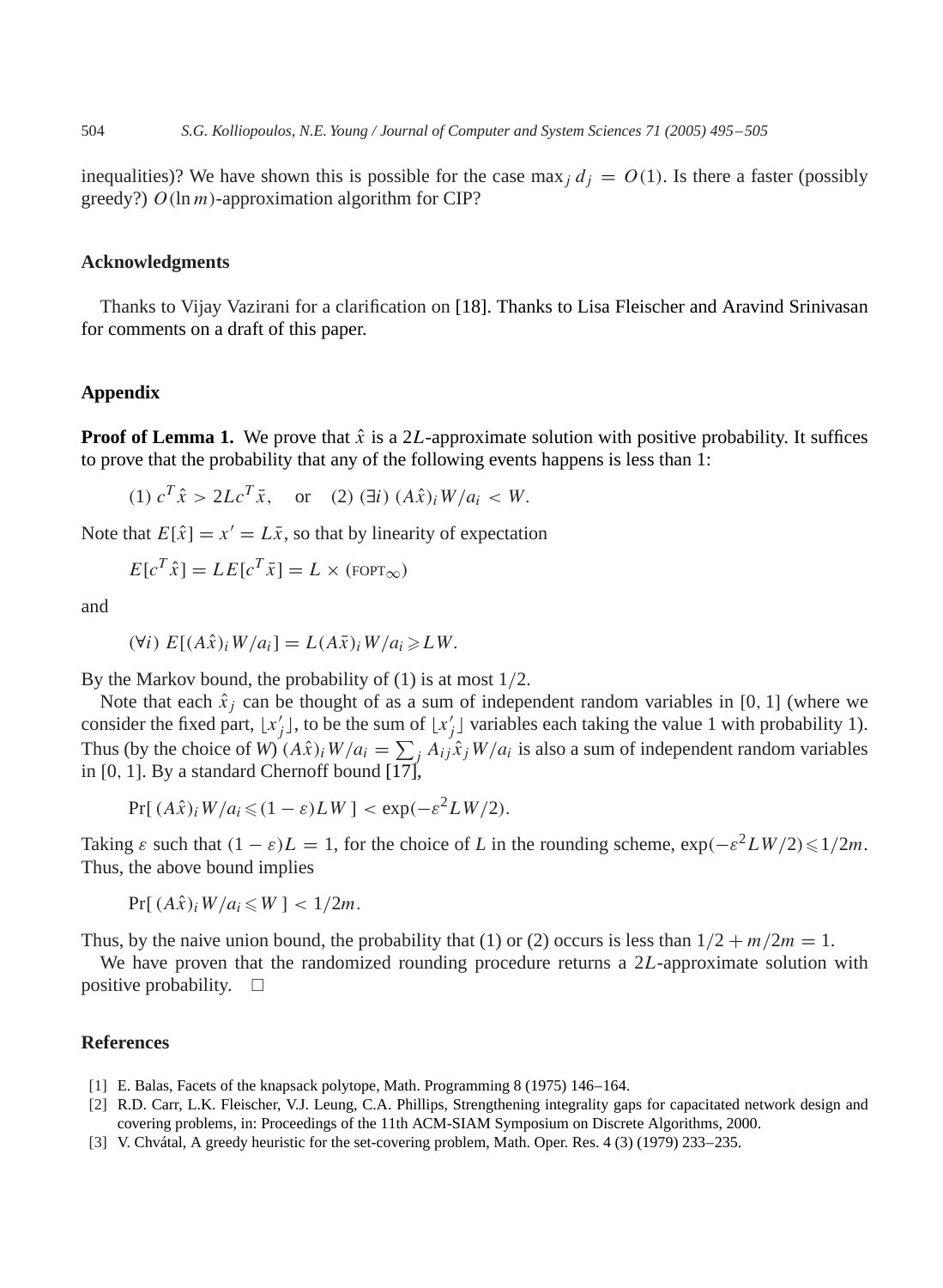inequalities)? We have shown this is possible for the case $\max_j d_j = O(1)$. Is there a faster (possibly greedy?) $O(\ln m)$-approximation algorithm for CIP?

## Acknowledgments

Thanks to Vijay Vazirani for a clarification on [18]. Thanks to Lisa Fleischer and Aravind Srinivasan for comments on a draft of this paper.

## Appendix

**Proof of Lemma 1.** We prove that $\hat{x}$ is a $2L$-approximate solution with positive probability. It suffices to prove that the probability that any of the following events happens is less than 1:

$$(1)\ c^T\hat{x} > 2Lc^T\bar{x}, \quad \text{or} \quad (2)\ (\exists i)\ (A\hat{x})_i W/a_i < W.$$

Note that $E[\hat{x}] = x' = L\bar{x}$, so that by linearity of expectation

$$E[c^T\hat{x}] = LE[c^T\bar{x}] = L \times (\text{FOPT}_\infty)$$

and

$$(\forall i)\ E[(A\hat{x})_i W/a_i] = L(A\bar{x})_i W/a_i \geqslant LW.$$

By the Markov bound, the probability of (1) is at most $1/2$.

Note that each $\hat{x}_j$ can be thought of as a sum of independent random variables in $[0, 1]$ (where we consider the fixed part, $\lfloor x'_j \rfloor$, to be the sum of $\lfloor x'_j \rfloor$ variables each taking the value 1 with probability 1). Thus (by the choice of $W$) $(A\hat{x})_i W/a_i = \sum_j A_{ij}\hat{x}_j W/a_i$ is also a sum of independent random variables in $[0, 1]$. By a standard Chernoff bound [17],

$$\Pr[\,(A\hat{x})_i W/a_i \leqslant (1-\varepsilon)LW\,] < \exp(-\varepsilon^2 LW/2).$$

Taking $\varepsilon$ such that $(1-\varepsilon)L = 1$, for the choice of $L$ in the rounding scheme, $\exp(-\varepsilon^2 LW/2) \leqslant 1/2m$. Thus, the above bound implies

$$\Pr[\,(A\hat{x})_i W/a_i \leqslant W\,] < 1/2m.$$

Thus, by the naive union bound, the probability that (1) or (2) occurs is less than $1/2 + m/2m = 1$.

We have proven that the randomized rounding procedure returns a $2L$-approximate solution with positive probability. □

## References

[1] E. Balas, Facets of the knapsack polytope, Math. Programming 8 (1975) 146–164.

[2] R.D. Carr, L.K. Fleischer, V.J. Leung, C.A. Phillips, Strengthening integrality gaps for capacitated network design and covering problems, in: Proceedings of the 11th ACM-SIAM Symposium on Discrete Algorithms, 2000.

[3] V. Chvátal, A greedy heuristic for the set-covering problem, Math. Oper. Res. 4 (3) (1979) 233–235.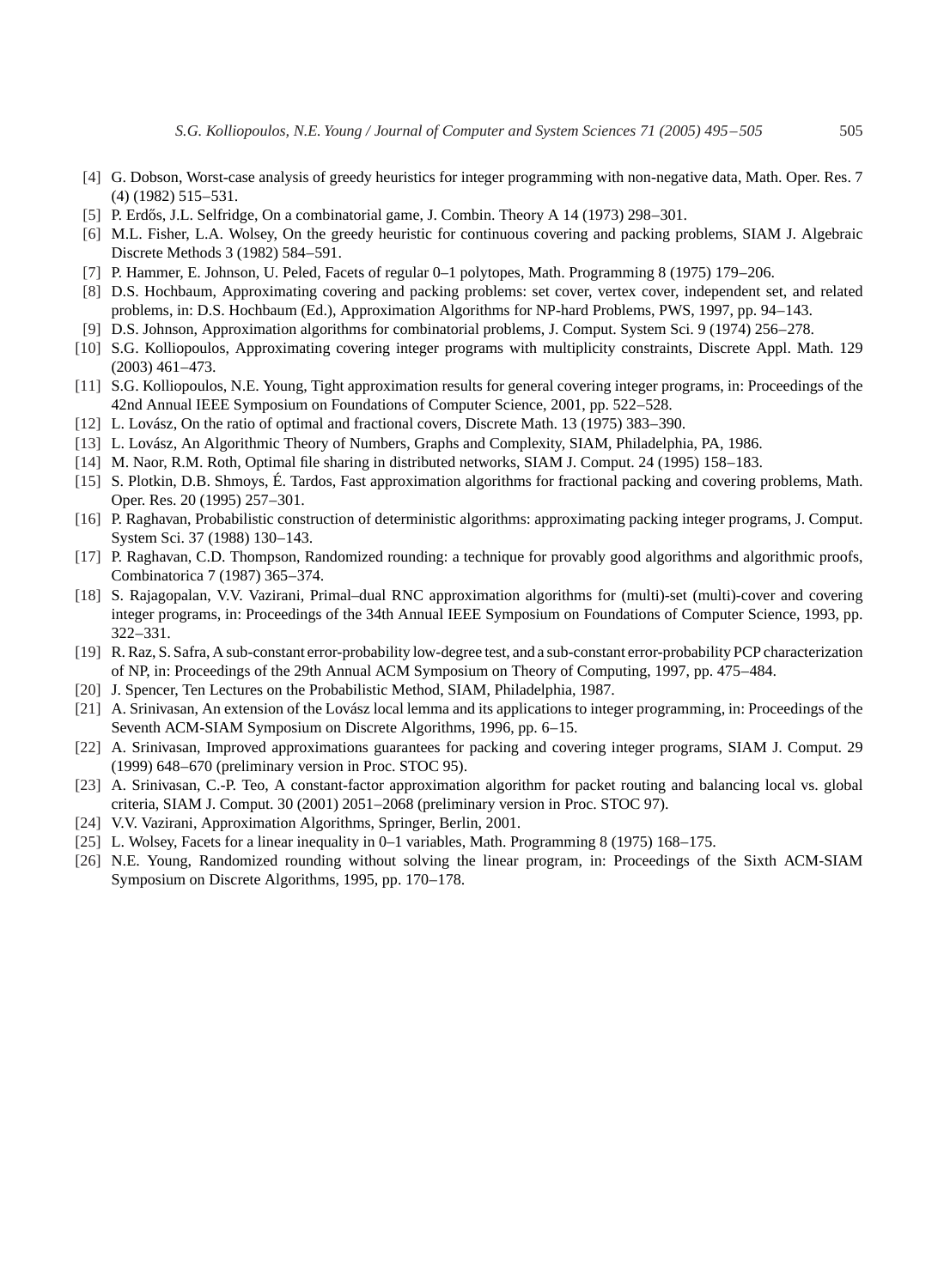[4] G. Dobson, Worst-case analysis of greedy heuristics for integer programming with non-negative data, Math. Oper. Res. 7 (4) (1982) 515–531.

[5] P. Erdős, J.L. Selfridge, On a combinatorial game, J. Combin. Theory A 14 (1973) 298–301.

[6] M.L. Fisher, L.A. Wolsey, On the greedy heuristic for continuous covering and packing problems, SIAM J. Algebraic Discrete Methods 3 (1982) 584–591.

[7] P. Hammer, E. Johnson, U. Peled, Facets of regular 0–1 polytopes, Math. Programming 8 (1975) 179–206.

[8] D.S. Hochbaum, Approximating covering and packing problems: set cover, vertex cover, independent set, and related problems, in: D.S. Hochbaum (Ed.), Approximation Algorithms for NP-hard Problems, PWS, 1997, pp. 94–143.

[9] D.S. Johnson, Approximation algorithms for combinatorial problems, J. Comput. System Sci. 9 (1974) 256–278.

[10] S.G. Kolliopoulos, Approximating covering integer programs with multiplicity constraints, Discrete Appl. Math. 129 (2003) 461–473.

[11] S.G. Kolliopoulos, N.E. Young, Tight approximation results for general covering integer programs, in: Proceedings of the 42nd Annual IEEE Symposium on Foundations of Computer Science, 2001, pp. 522–528.

[12] L. Lovász, On the ratio of optimal and fractional covers, Discrete Math. 13 (1975) 383–390.

[13] L. Lovász, An Algorithmic Theory of Numbers, Graphs and Complexity, SIAM, Philadelphia, PA, 1986.

[14] M. Naor, R.M. Roth, Optimal file sharing in distributed networks, SIAM J. Comput. 24 (1995) 158–183.

[15] S. Plotkin, D.B. Shmoys, É. Tardos, Fast approximation algorithms for fractional packing and covering problems, Math. Oper. Res. 20 (1995) 257–301.

[16] P. Raghavan, Probabilistic construction of deterministic algorithms: approximating packing integer programs, J. Comput. System Sci. 37 (1988) 130–143.

[17] P. Raghavan, C.D. Thompson, Randomized rounding: a technique for provably good algorithms and algorithmic proofs, Combinatorica 7 (1987) 365–374.

[18] S. Rajagopalan, V.V. Vazirani, Primal–dual RNC approximation algorithms for (multi)-set (multi)-cover and covering integer programs, in: Proceedings of the 34th Annual IEEE Symposium on Foundations of Computer Science, 1993, pp. 322–331.

[19] R. Raz, S. Safra, A sub-constant error-probability low-degree test, and a sub-constant error-probability PCP characterization of NP, in: Proceedings of the 29th Annual ACM Symposium on Theory of Computing, 1997, pp. 475–484.

[20] J. Spencer, Ten Lectures on the Probabilistic Method, SIAM, Philadelphia, 1987.

[21] A. Srinivasan, An extension of the Lovász local lemma and its applications to integer programming, in: Proceedings of the Seventh ACM-SIAM Symposium on Discrete Algorithms, 1996, pp. 6–15.

[22] A. Srinivasan, Improved approximations guarantees for packing and covering integer programs, SIAM J. Comput. 29 (1999) 648–670 (preliminary version in Proc. STOC 95).

[23] A. Srinivasan, C.-P. Teo, A constant-factor approximation algorithm for packet routing and balancing local vs. global criteria, SIAM J. Comput. 30 (2001) 2051–2068 (preliminary version in Proc. STOC 97).

[24] V.V. Vazirani, Approximation Algorithms, Springer, Berlin, 2001.

[25] L. Wolsey, Facets for a linear inequality in 0–1 variables, Math. Programming 8 (1975) 168–175.

[26] N.E. Young, Randomized rounding without solving the linear program, in: Proceedings of the Sixth ACM-SIAM Symposium on Discrete Algorithms, 1995, pp. 170–178.